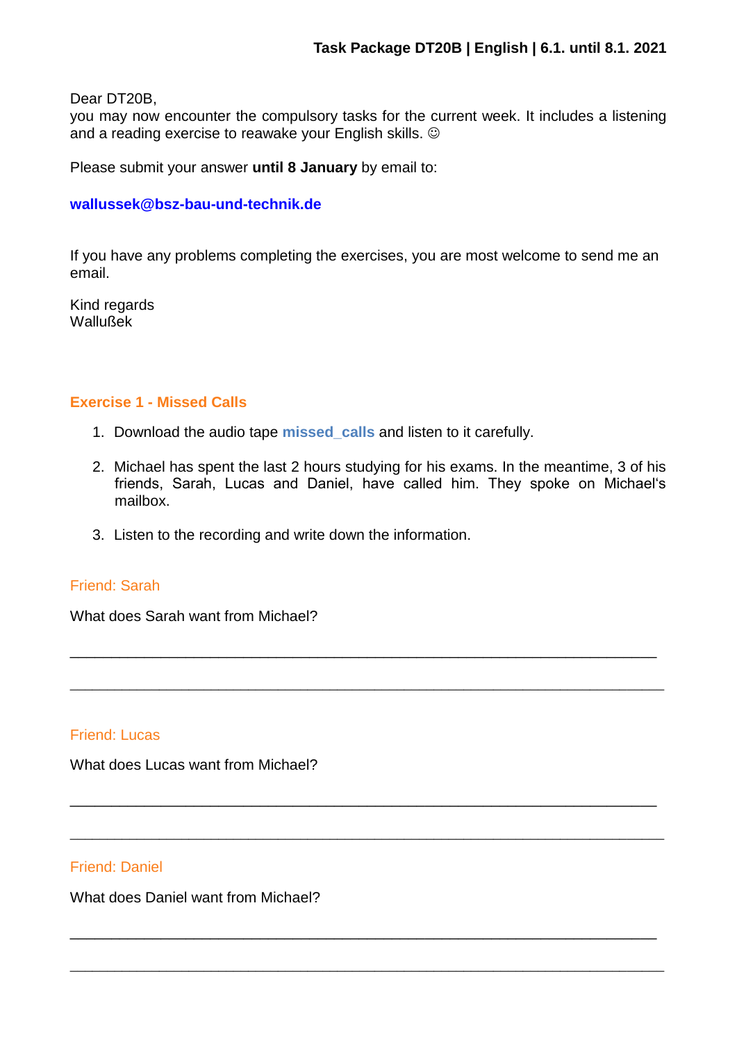**Task Package DT20B | English | 6.1. until 8.1. 2021**

Dear DT20B,
you may now encounter the compulsory tasks for the current week. It includes a listening and a reading exercise to reawake your English skills. ☺

Please submit your answer **until 8 January** by email to:

**wallussek@bsz-bau-und-technik.de**

If you have any problems completing the exercises, you are most welcome to send me an email.

Kind regards
Wallußek

## Exercise 1 - Missed Calls

1. Download the audio tape **missed_calls** and listen to it carefully.
2. Michael has spent the last 2 hours studying for his exams. In the meantime, 3 of his friends, Sarah, Lucas and Daniel, have called him. They spoke on Michael's mailbox.
3. Listen to the recording and write down the information.

### Friend: Sarah

What does Sarah want from Michael?

_______________________________________________________________________

_______________________________________________________________________

### Friend: Lucas

What does Lucas want from Michael?

_______________________________________________________________________

_______________________________________________________________________

### Friend: Daniel

What does Daniel want from Michael?

_______________________________________________________________________

_______________________________________________________________________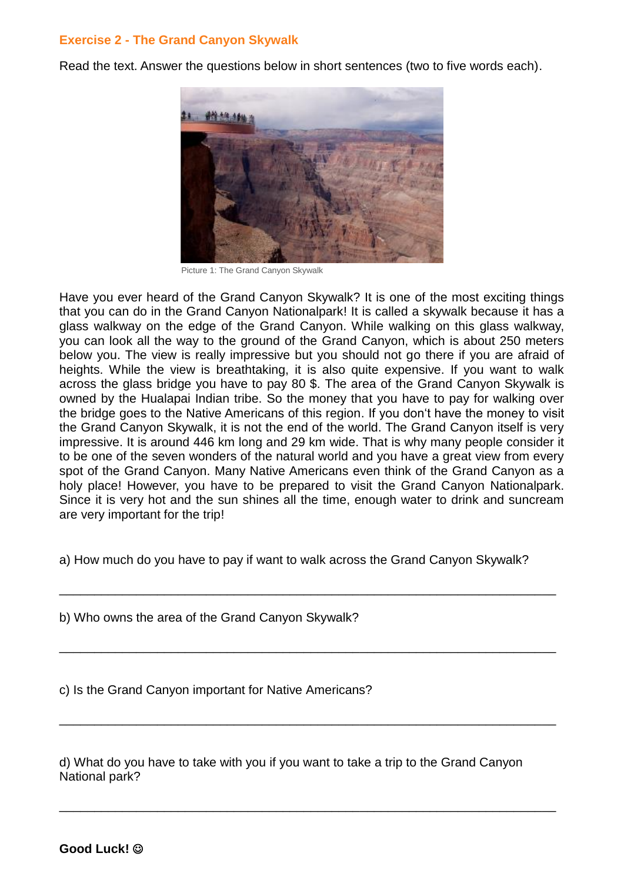## Exercise 2 - The Grand Canyon Skywalk

Read the text. Answer the questions below in short sentences (two to five words each).

Picture 1: The Grand Canyon Skywalk

Have you ever heard of the Grand Canyon Skywalk? It is one of the most exciting things that you can do in the Grand Canyon Nationalpark! It is called a skywalk because it has a glass walkway on the edge of the Grand Canyon. While walking on this glass walkway, you can look all the way to the ground of the Grand Canyon, which is about 250 meters below you. The view is really impressive but you should not go there if you are afraid of heights. While the view is breathtaking, it is also quite expensive. If you want to walk across the glass bridge you have to pay 80 $. The area of the Grand Canyon Skywalk is owned by the Hualapai Indian tribe. So the money that you have to pay for walking over the bridge goes to the Native Americans of this region. If you don't have the money to visit the Grand Canyon Skywalk, it is not the end of the world. The Grand Canyon itself is very impressive. It is around 446 km long and 29 km wide. That is why many people consider it to be one of the seven wonders of the natural world and you have a great view from every spot of the Grand Canyon. Many Native Americans even think of the Grand Canyon as a holy place! However, you have to be prepared to visit the Grand Canyon Nationalpark. Since it is very hot and the sun shines all the time, enough water to drink and suncream are very important for the trip!

a) How much do you have to pay if want to walk across the Grand Canyon Skywalk?

___________________________________________________________________

b) Who owns the area of the Grand Canyon Skywalk?

___________________________________________________________________

c) Is the Grand Canyon important for Native Americans?

___________________________________________________________________

d) What do you have to take with you if you want to take a trip to the Grand Canyon National park?

___________________________________________________________________

**Good Luck! ☺**